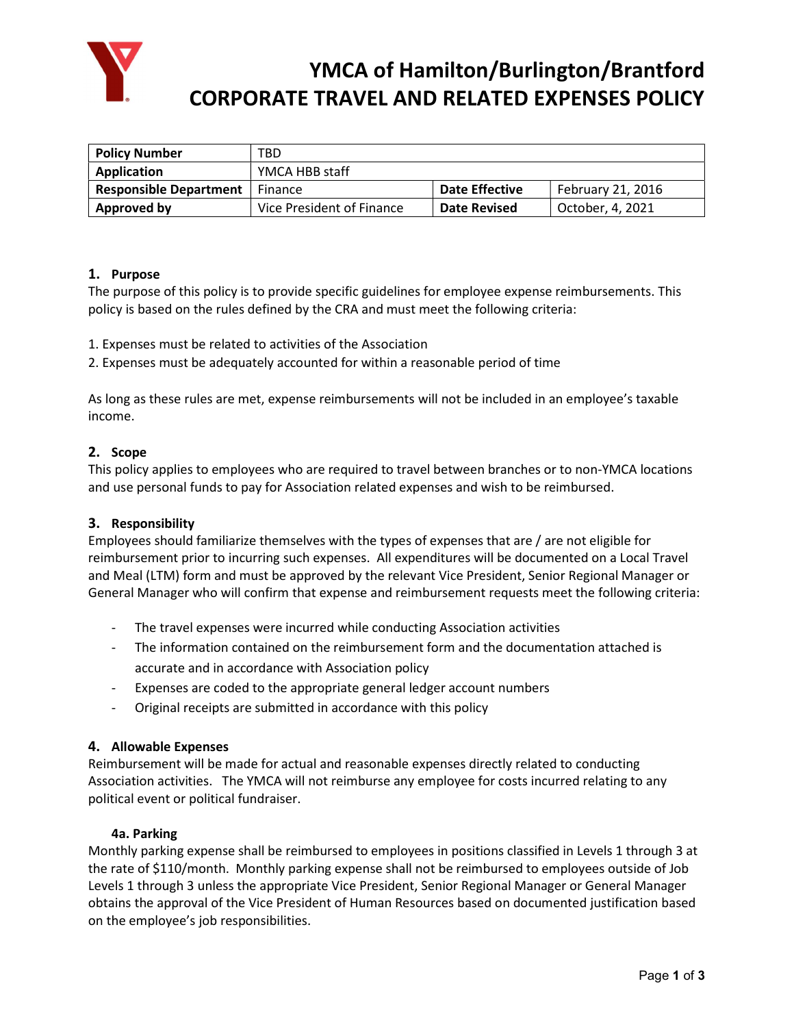# YMCA of Hamilton/Burlington/Brantford
# CORPORATE TRAVEL AND RELATED EXPENSES POLICY

| **Policy Number** | TBD | | |
|---|---|---|---|
| **Application** | YMCA HBB staff | | |
| **Responsible Department** | Finance | **Date Effective** | February 21, 2016 |
| **Approved by** | Vice President of Finance | **Date Revised** | October, 4, 2021 |

## 1. Purpose

The purpose of this policy is to provide specific guidelines for employee expense reimbursements. This policy is based on the rules defined by the CRA and must meet the following criteria:

1. Expenses must be related to activities of the Association
2. Expenses must be adequately accounted for within a reasonable period of time

As long as these rules are met, expense reimbursements will not be included in an employee's taxable income.

## 2. Scope

This policy applies to employees who are required to travel between branches or to non-YMCA locations and use personal funds to pay for Association related expenses and wish to be reimbursed.

## 3. Responsibility

Employees should familiarize themselves with the types of expenses that are / are not eligible for reimbursement prior to incurring such expenses. All expenditures will be documented on a Local Travel and Meal (LTM) form and must be approved by the relevant Vice President, Senior Regional Manager or General Manager who will confirm that expense and reimbursement requests meet the following criteria:

- The travel expenses were incurred while conducting Association activities
- The information contained on the reimbursement form and the documentation attached is accurate and in accordance with Association policy
- Expenses are coded to the appropriate general ledger account numbers
- Original receipts are submitted in accordance with this policy

## 4. Allowable Expenses

Reimbursement will be made for actual and reasonable expenses directly related to conducting Association activities. The YMCA will not reimburse any employee for costs incurred relating to any political event or political fundraiser.

### 4a. Parking

Monthly parking expense shall be reimbursed to employees in positions classified in Levels 1 through 3 at the rate of $110/month. Monthly parking expense shall not be reimbursed to employees outside of Job Levels 1 through 3 unless the appropriate Vice President, Senior Regional Manager or General Manager obtains the approval of the Vice President of Human Resources based on documented justification based on the employee's job responsibilities.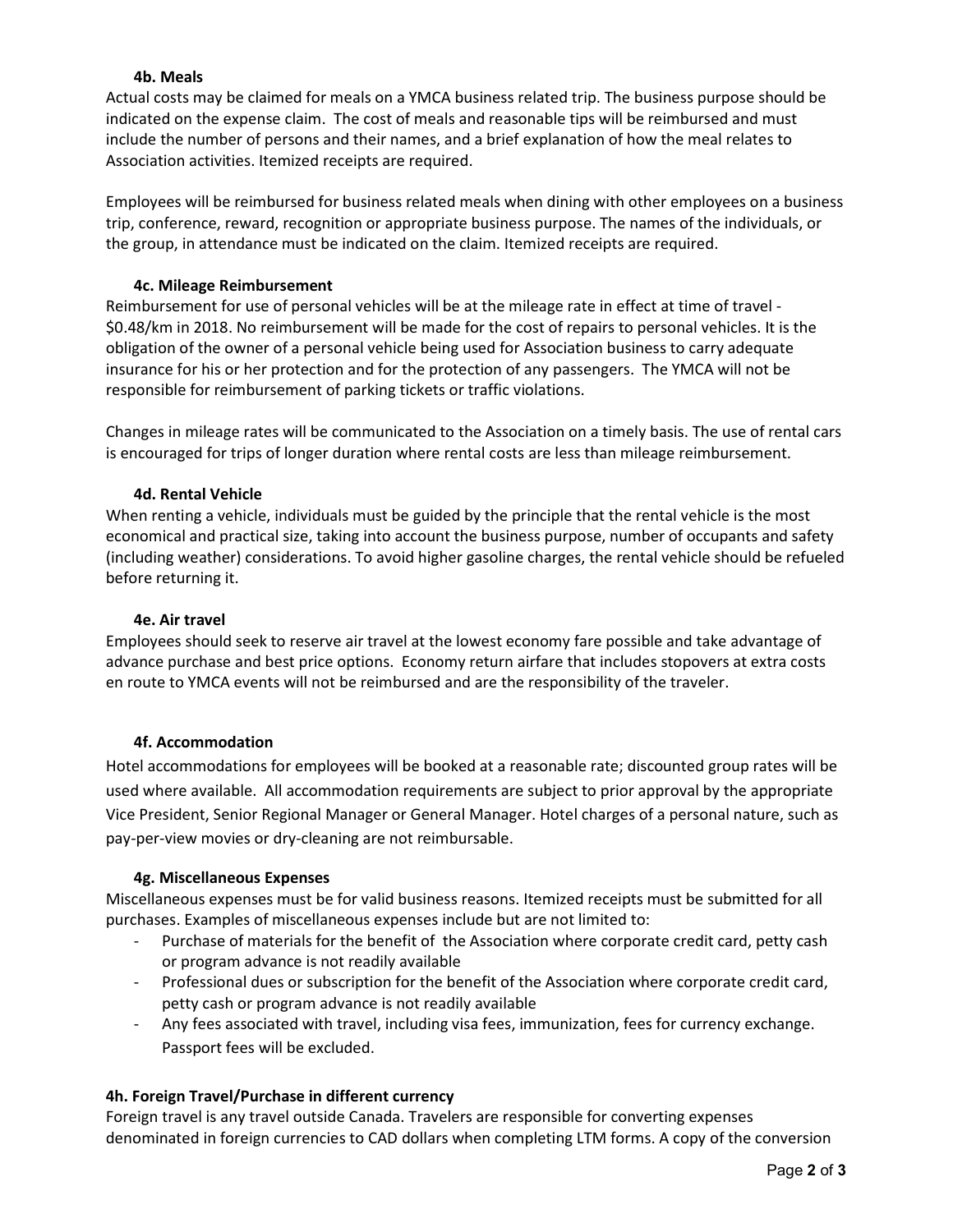### 4b. Meals

Actual costs may be claimed for meals on a YMCA business related trip. The business purpose should be indicated on the expense claim. The cost of meals and reasonable tips will be reimbursed and must include the number of persons and their names, and a brief explanation of how the meal relates to Association activities. Itemized receipts are required.

Employees will be reimbursed for business related meals when dining with other employees on a business trip, conference, reward, recognition or appropriate business purpose. The names of the individuals, or the group, in attendance must be indicated on the claim. Itemized receipts are required.

### 4c. Mileage Reimbursement

Reimbursement for use of personal vehicles will be at the mileage rate in effect at time of travel - $0.48/km in 2018. No reimbursement will be made for the cost of repairs to personal vehicles. It is the obligation of the owner of a personal vehicle being used for Association business to carry adequate insurance for his or her protection and for the protection of any passengers. The YMCA will not be responsible for reimbursement of parking tickets or traffic violations.

Changes in mileage rates will be communicated to the Association on a timely basis. The use of rental cars is encouraged for trips of longer duration where rental costs are less than mileage reimbursement.

### 4d. Rental Vehicle

When renting a vehicle, individuals must be guided by the principle that the rental vehicle is the most economical and practical size, taking into account the business purpose, number of occupants and safety (including weather) considerations. To avoid higher gasoline charges, the rental vehicle should be refueled before returning it.

### 4e. Air travel

Employees should seek to reserve air travel at the lowest economy fare possible and take advantage of advance purchase and best price options. Economy return airfare that includes stopovers at extra costs en route to YMCA events will not be reimbursed and are the responsibility of the traveler.

### 4f. Accommodation

Hotel accommodations for employees will be booked at a reasonable rate; discounted group rates will be used where available. All accommodation requirements are subject to prior approval by the appropriate Vice President, Senior Regional Manager or General Manager. Hotel charges of a personal nature, such as pay-per-view movies or dry-cleaning are not reimbursable.

### 4g. Miscellaneous Expenses

Miscellaneous expenses must be for valid business reasons. Itemized receipts must be submitted for all purchases. Examples of miscellaneous expenses include but are not limited to:

- Purchase of materials for the benefit of the Association where corporate credit card, petty cash or program advance is not readily available
- Professional dues or subscription for the benefit of the Association where corporate credit card, petty cash or program advance is not readily available
- Any fees associated with travel, including visa fees, immunization, fees for currency exchange. Passport fees will be excluded.

### 4h. Foreign Travel/Purchase in different currency

Foreign travel is any travel outside Canada. Travelers are responsible for converting expenses denominated in foreign currencies to CAD dollars when completing LTM forms. A copy of the conversion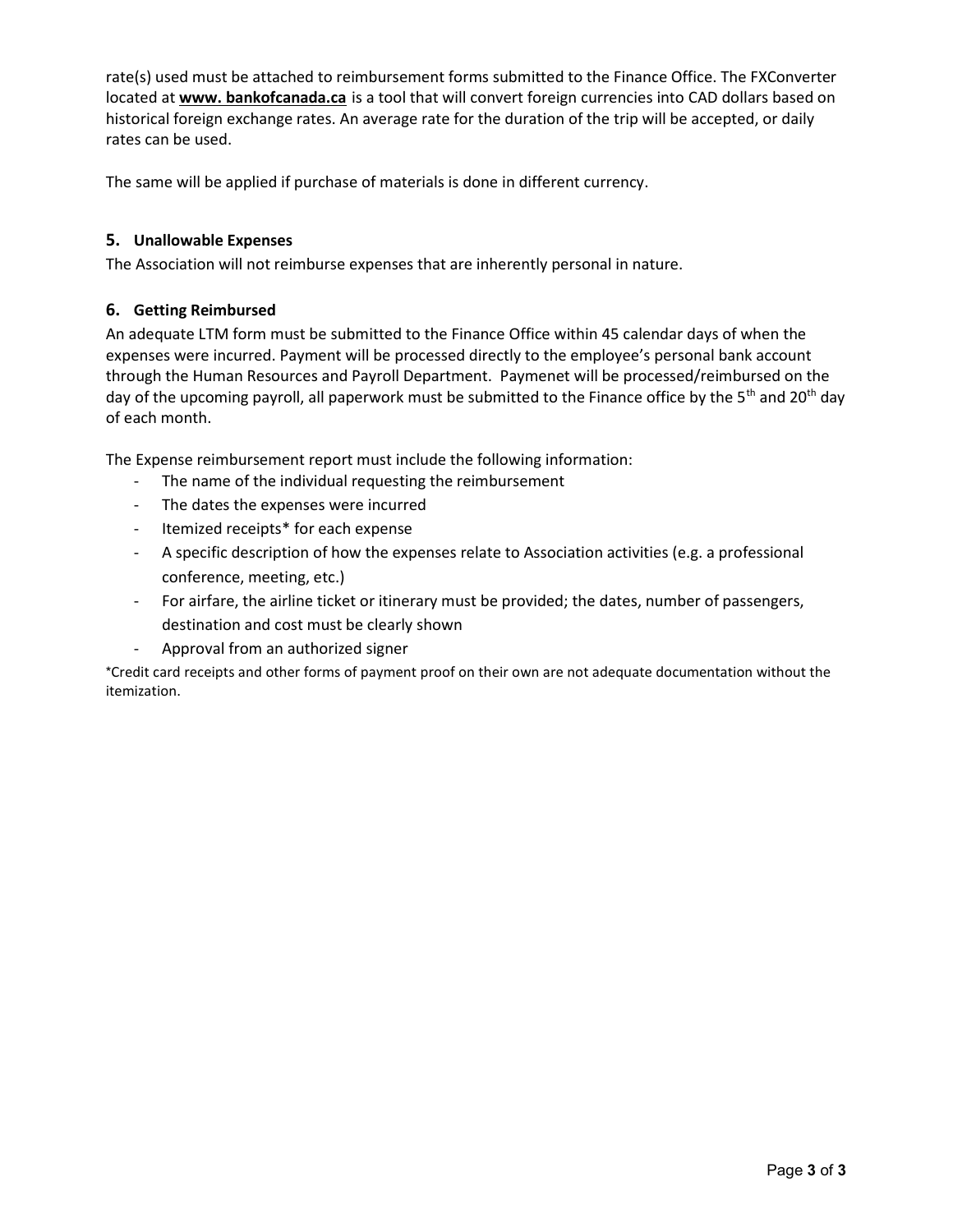rate(s) used must be attached to reimbursement forms submitted to the Finance Office. The FXConverter located at **www. bankofcanada.ca** is a tool that will convert foreign currencies into CAD dollars based on historical foreign exchange rates. An average rate for the duration of the trip will be accepted, or daily rates can be used.

The same will be applied if purchase of materials is done in different currency.

### 5. Unallowable Expenses

The Association will not reimburse expenses that are inherently personal in nature.

### 6. Getting Reimbursed

An adequate LTM form must be submitted to the Finance Office within 45 calendar days of when the expenses were incurred. Payment will be processed directly to the employee's personal bank account through the Human Resources and Payroll Department. Paymenet will be processed/reimbursed on the day of the upcoming payroll, all paperwork must be submitted to the Finance office by the 5th and 20th day of each month.

The Expense reimbursement report must include the following information:

- The name of the individual requesting the reimbursement
- The dates the expenses were incurred
- Itemized receipts* for each expense
- A specific description of how the expenses relate to Association activities (e.g. a professional conference, meeting, etc.)
- For airfare, the airline ticket or itinerary must be provided; the dates, number of passengers, destination and cost must be clearly shown
- Approval from an authorized signer

*Credit card receipts and other forms of payment proof on their own are not adequate documentation without the itemization.